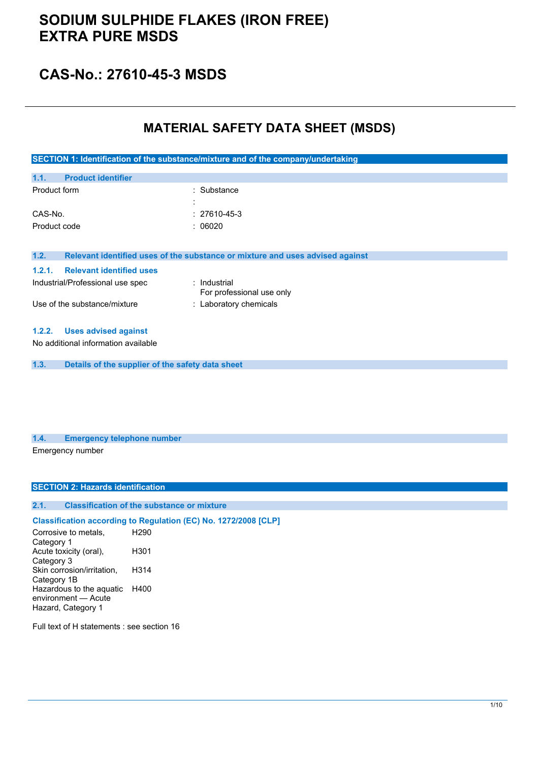# SODIUM SULPHIDE FLAKES (IRON FREE) EXTRA PURE MSDS

# CAS-No.: 27610-45-3 MSDS

## MATERIAL SAFETY DATA SHEET (MSDS)

### SECTION 1: Identification of the substance/mixture and of the company/undertaking

#### 1.1. Product identifier

| | |
|---|---|
| Product form | : Substance |
| | : |
| CAS-No. | : 27610-45-3 |
| Product code | : 06020 |

#### 1.2. Relevant identified uses of the substance or mixture and uses advised against

##### 1.2.1. Relevant identified uses

| | |
|---|---|
| Industrial/Professional use spec | : Industrial<br>For professional use only |
| Use of the substance/mixture | : Laboratory chemicals |

##### 1.2.2. Uses advised against

No additional information available

#### 1.3. Details of the supplier of the safety data sheet

#### 1.4. Emergency telephone number

Emergency number

### SECTION 2: Hazards identification

#### 2.1. Classification of the substance or mixture

**Classification according to Regulation (EC) No. 1272/2008 [CLP]**

| | |
|---|---|
| Corrosive to metals, Category 1 | H290 |
| Acute toxicity (oral), Category 3 | H301 |
| Skin corrosion/irritation, Category 1B | H314 |
| Hazardous to the aquatic environment — Acute Hazard, Category 1 | H400 |

Full text of H statements : see section 16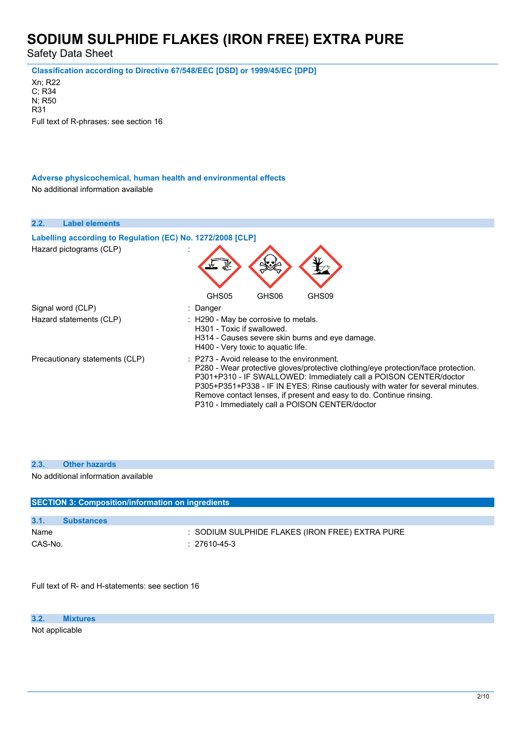**Classification according to Directive 67/548/EEC [DSD] or 1999/45/EC [DPD]**

Xn; R22
C; R34
N; R50
R31

Full text of R-phrases: see section 16

**Adverse physicochemical, human health and environmental effects**

No additional information available

### 2.2. Label elements

**Labelling according to Regulation (EC) No. 1272/2008 [CLP]**

| | |
|---|---|
| Hazard pictograms (CLP) | : GHS05 GHS06 GHS09 |
| Signal word (CLP) | : Danger |
| Hazard statements (CLP) | : H290 - May be corrosive to metals.<br>H301 - Toxic if swallowed.<br>H314 - Causes severe skin burns and eye damage.<br>H400 - Very toxic to aquatic life. |
| Precautionary statements (CLP) | : P273 - Avoid release to the environment.<br>P280 - Wear protective gloves/protective clothing/eye protection/face protection.<br>P301+P310 - IF SWALLOWED: Immediately call a POISON CENTER/doctor<br>P305+P351+P338 - IF IN EYES: Rinse cautiously with water for several minutes. Remove contact lenses, if present and easy to do. Continue rinsing.<br>P310 - Immediately call a POISON CENTER/doctor |

### 2.3. Other hazards

No additional information available

## SECTION 3: Composition/information on ingredients

### 3.1. Substances

| | |
|---|---|
| Name | : SODIUM SULPHIDE FLAKES (IRON FREE) EXTRA PURE |
| CAS-No. | : 27610-45-3 |

Full text of R- and H-statements: see section 16

### 3.2. Mixtures

Not applicable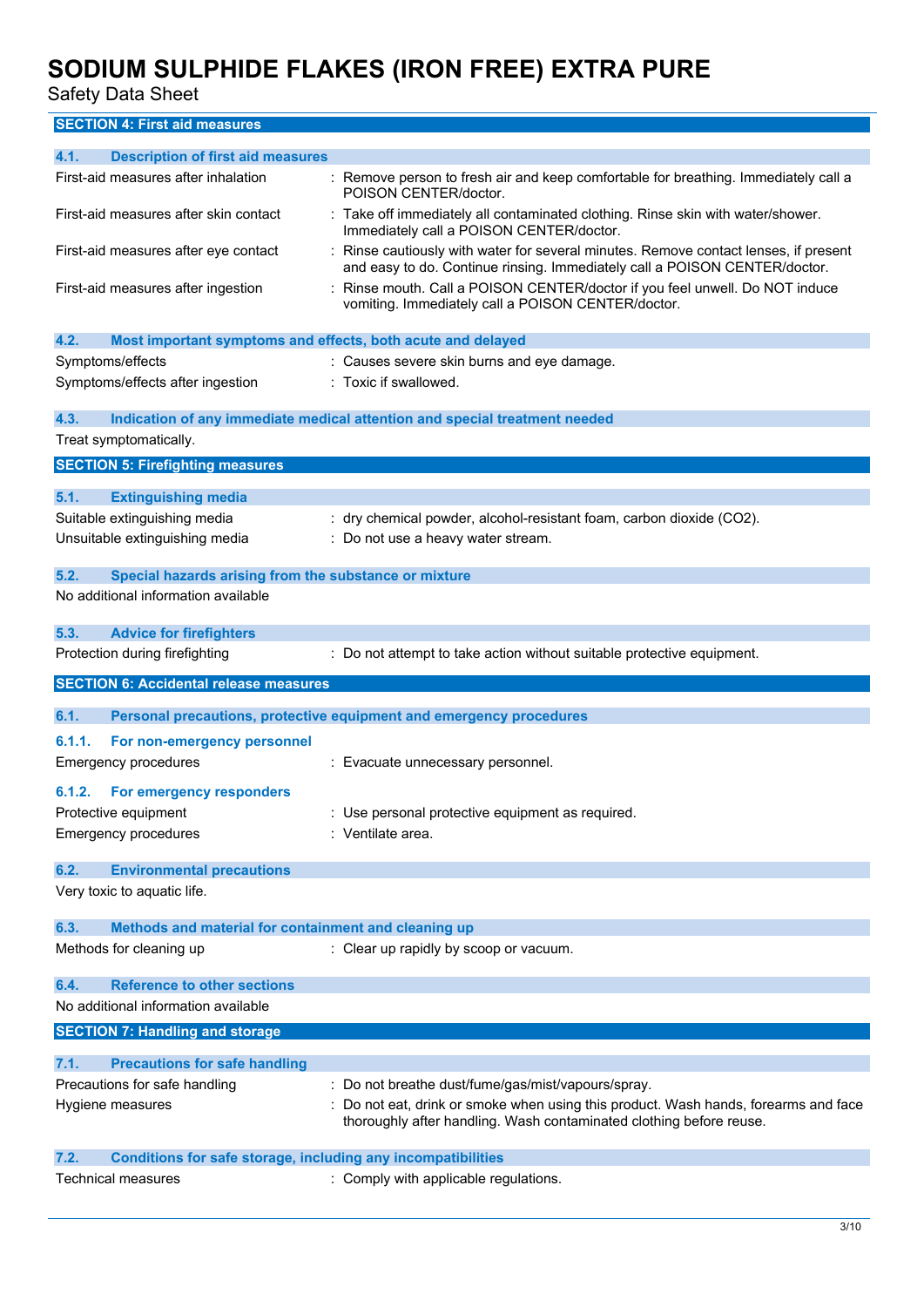## SECTION 4: First aid measures

### 4.1. Description of first aid measures

| | |
|---|---|
| First-aid measures after inhalation | : Remove person to fresh air and keep comfortable for breathing. Immediately call a POISON CENTER/doctor. |
| First-aid measures after skin contact | : Take off immediately all contaminated clothing. Rinse skin with water/shower. Immediately call a POISON CENTER/doctor. |
| First-aid measures after eye contact | : Rinse cautiously with water for several minutes. Remove contact lenses, if present and easy to do. Continue rinsing. Immediately call a POISON CENTER/doctor. |
| First-aid measures after ingestion | : Rinse mouth. Call a POISON CENTER/doctor if you feel unwell. Do NOT induce vomiting. Immediately call a POISON CENTER/doctor. |

### 4.2. Most important symptoms and effects, both acute and delayed

| | |
|---|---|
| Symptoms/effects | : Causes severe skin burns and eye damage. |
| Symptoms/effects after ingestion | : Toxic if swallowed. |

### 4.3. Indication of any immediate medical attention and special treatment needed

Treat symptomatically.

## SECTION 5: Firefighting measures

### 5.1. Extinguishing media

| | |
|---|---|
| Suitable extinguishing media | : dry chemical powder, alcohol-resistant foam, carbon dioxide ($CO_2$). |
| Unsuitable extinguishing media | : Do not use a heavy water stream. |

### 5.2. Special hazards arising from the substance or mixture

No additional information available

### 5.3. Advice for firefighters

| | |
|---|---|
| Protection during firefighting | : Do not attempt to take action without suitable protective equipment. |

## SECTION 6: Accidental release measures

### 6.1. Personal precautions, protective equipment and emergency procedures

#### 6.1.1. For non-emergency personnel

| | |
|---|---|
| Emergency procedures | : Evacuate unnecessary personnel. |

#### 6.1.2. For emergency responders

| | |
|---|---|
| Protective equipment | : Use personal protective equipment as required. |
| Emergency procedures | : Ventilate area. |

### 6.2. Environmental precautions

Very toxic to aquatic life.

### 6.3. Methods and material for containment and cleaning up

| | |
|---|---|
| Methods for cleaning up | : Clear up rapidly by scoop or vacuum. |

### 6.4. Reference to other sections

No additional information available

## SECTION 7: Handling and storage

### 7.1. Precautions for safe handling

| | |
|---|---|
| Precautions for safe handling | : Do not breathe dust/fume/gas/mist/vapours/spray. |
| Hygiene measures | : Do not eat, drink or smoke when using this product. Wash hands, forearms and face thoroughly after handling. Wash contaminated clothing before reuse. |

### 7.2. Conditions for safe storage, including any incompatibilities

| | |
|---|---|
| Technical measures | : Comply with applicable regulations. |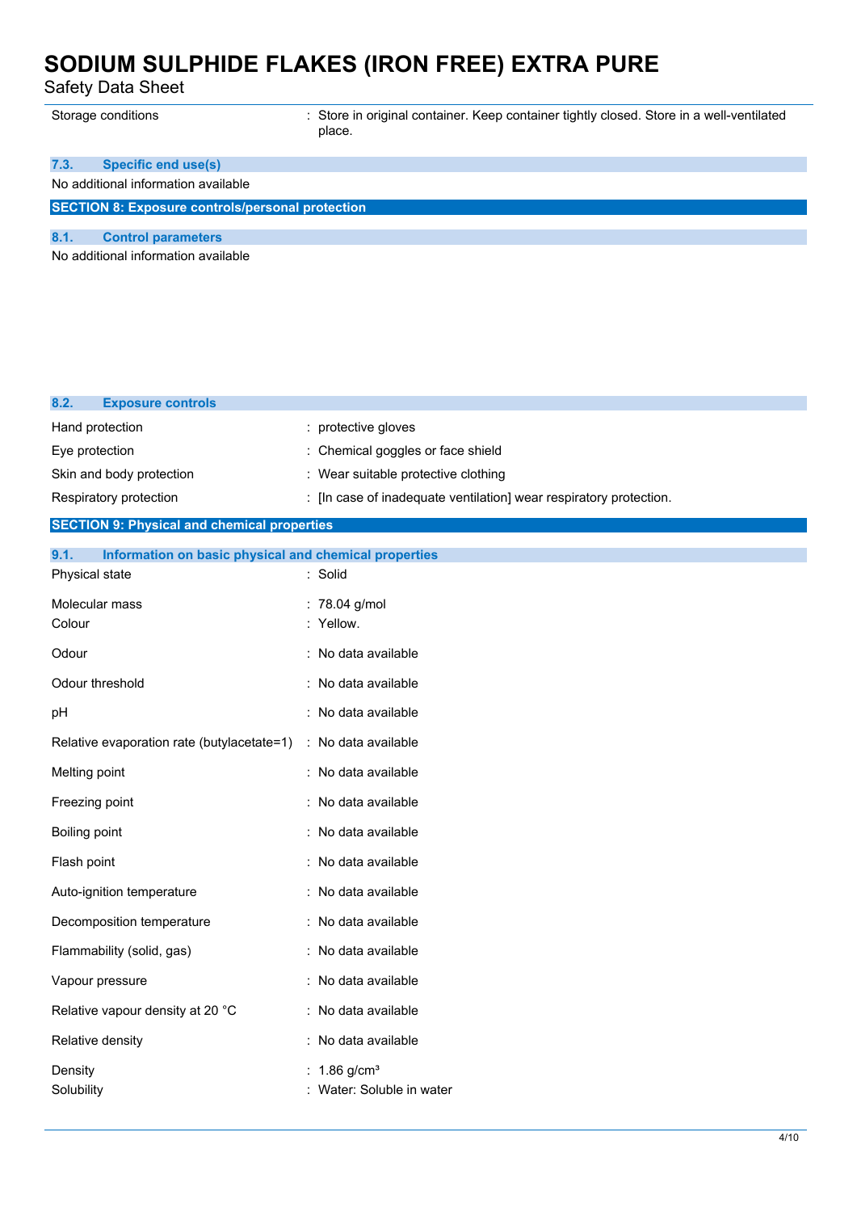| | |
|---|---|
| Storage conditions | : Store in original container. Keep container tightly closed. Store in a well-ventilated place. |

### 7.3. Specific end use(s)

No additional information available

## SECTION 8: Exposure controls/personal protection

### 8.1. Control parameters

No additional information available

### 8.2. Exposure controls

| | |
|---|---|
| Hand protection | : protective gloves |
| Eye protection | : Chemical goggles or face shield |
| Skin and body protection | : Wear suitable protective clothing |
| Respiratory protection | : [In case of inadequate ventilation] wear respiratory protection. |

## SECTION 9: Physical and chemical properties

### 9.1. Information on basic physical and chemical properties

| | |
|---|---|
| Physical state | : Solid |
| Molecular mass | : 78.04 g/mol |
| Colour | : Yellow. |
| Odour | : No data available |
| Odour threshold | : No data available |
| pH | : No data available |
| Relative evaporation rate (butylacetate=1) | : No data available |
| Melting point | : No data available |
| Freezing point | : No data available |
| Boiling point | : No data available |
| Flash point | : No data available |
| Auto-ignition temperature | : No data available |
| Decomposition temperature | : No data available |
| Flammability (solid, gas) | : No data available |
| Vapour pressure | : No data available |
| Relative vapour density at 20 °C | : No data available |
| Relative density | : No data available |
| Density | : 1.86 g/cm³ |
| Solubility | : Water: Soluble in water |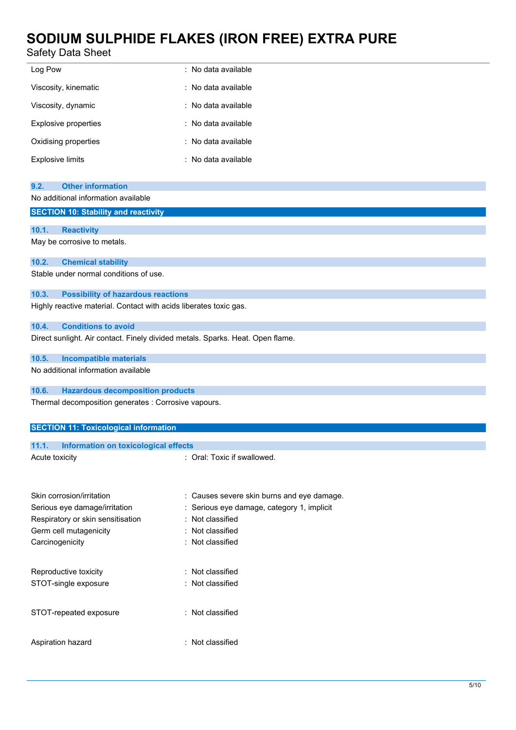| | |
|---|---|
| Log Pow | : No data available |
| Viscosity, kinematic | : No data available |
| Viscosity, dynamic | : No data available |
| Explosive properties | : No data available |
| Oxidising properties | : No data available |
| Explosive limits | : No data available |

### 9.2. Other information

No additional information available

## SECTION 10: Stability and reactivity

### 10.1. Reactivity

May be corrosive to metals.

### 10.2. Chemical stability

Stable under normal conditions of use.

### 10.3. Possibility of hazardous reactions

Highly reactive material. Contact with acids liberates toxic gas.

### 10.4. Conditions to avoid

Direct sunlight. Air contact. Finely divided metals. Sparks. Heat. Open flame.

### 10.5. Incompatible materials

No additional information available

### 10.6. Hazardous decomposition products

Thermal decomposition generates : Corrosive vapours.

## SECTION 11: Toxicological information

### 11.1. Information on toxicological effects

| | |
|---|---|
| Acute toxicity | : Oral: Toxic if swallowed. |
| Skin corrosion/irritation | : Causes severe skin burns and eye damage. |
| Serious eye damage/irritation | : Serious eye damage, category 1, implicit |
| Respiratory or skin sensitisation | : Not classified |
| Germ cell mutagenicity | : Not classified |
| Carcinogenicity | : Not classified |
| Reproductive toxicity | : Not classified |
| STOT-single exposure | : Not classified |
| STOT-repeated exposure | : Not classified |
| Aspiration hazard | : Not classified |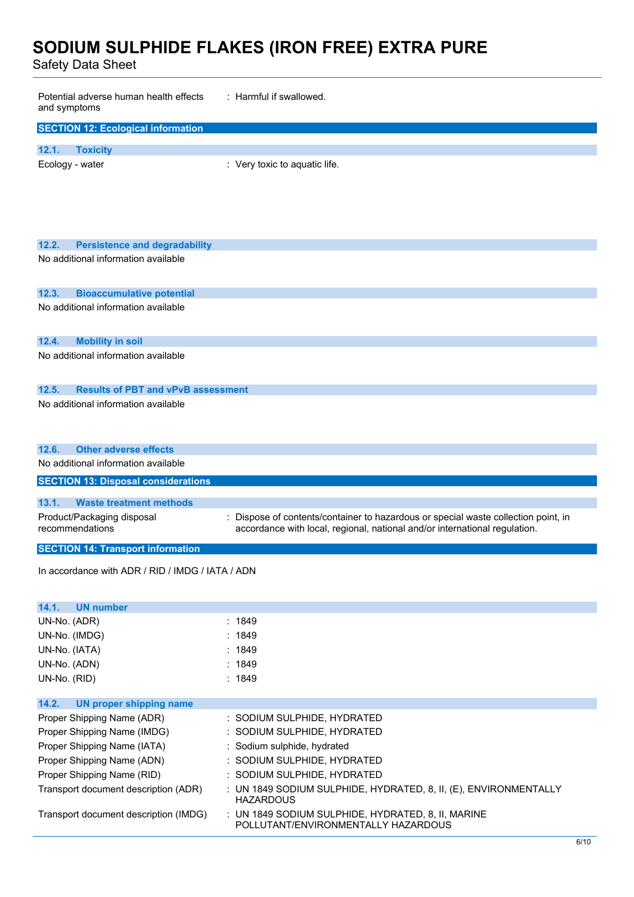| | |
|---|---|
| Potential adverse human health effects and symptoms | : Harmful if swallowed. |

## SECTION 12: Ecological information

### 12.1. Toxicity

| | |
|---|---|
| Ecology - water | : Very toxic to aquatic life. |

### 12.2. Persistence and degradability

No additional information available

### 12.3. Bioaccumulative potential

No additional information available

### 12.4. Mobility in soil

No additional information available

### 12.5. Results of PBT and vPvB assessment

No additional information available

### 12.6. Other adverse effects

No additional information available

## SECTION 13: Disposal considerations

### 13.1. Waste treatment methods

| | |
|---|---|
| Product/Packaging disposal recommendations | : Dispose of contents/container to hazardous or special waste collection point, in accordance with local, regional, national and/or international regulation. |

## SECTION 14: Transport information

In accordance with ADR / RID / IMDG / IATA / ADN

### 14.1. UN number

| | |
|---|---|
| UN-No. (ADR) | : 1849 |
| UN-No. (IMDG) | : 1849 |
| UN-No. (IATA) | : 1849 |
| UN-No. (ADN) | : 1849 |
| UN-No. (RID) | : 1849 |

### 14.2. UN proper shipping name

| | |
|---|---|
| Proper Shipping Name (ADR) | : SODIUM SULPHIDE, HYDRATED |
| Proper Shipping Name (IMDG) | : SODIUM SULPHIDE, HYDRATED |
| Proper Shipping Name (IATA) | : Sodium sulphide, hydrated |
| Proper Shipping Name (ADN) | : SODIUM SULPHIDE, HYDRATED |
| Proper Shipping Name (RID) | : SODIUM SULPHIDE, HYDRATED |
| Transport document description (ADR) | : UN 1849 SODIUM SULPHIDE, HYDRATED, 8, II, (E), ENVIRONMENTALLY HAZARDOUS |
| Transport document description (IMDG) | : UN 1849 SODIUM SULPHIDE, HYDRATED, 8, II, MARINE POLLUTANT/ENVIRONMENTALLY HAZARDOUS |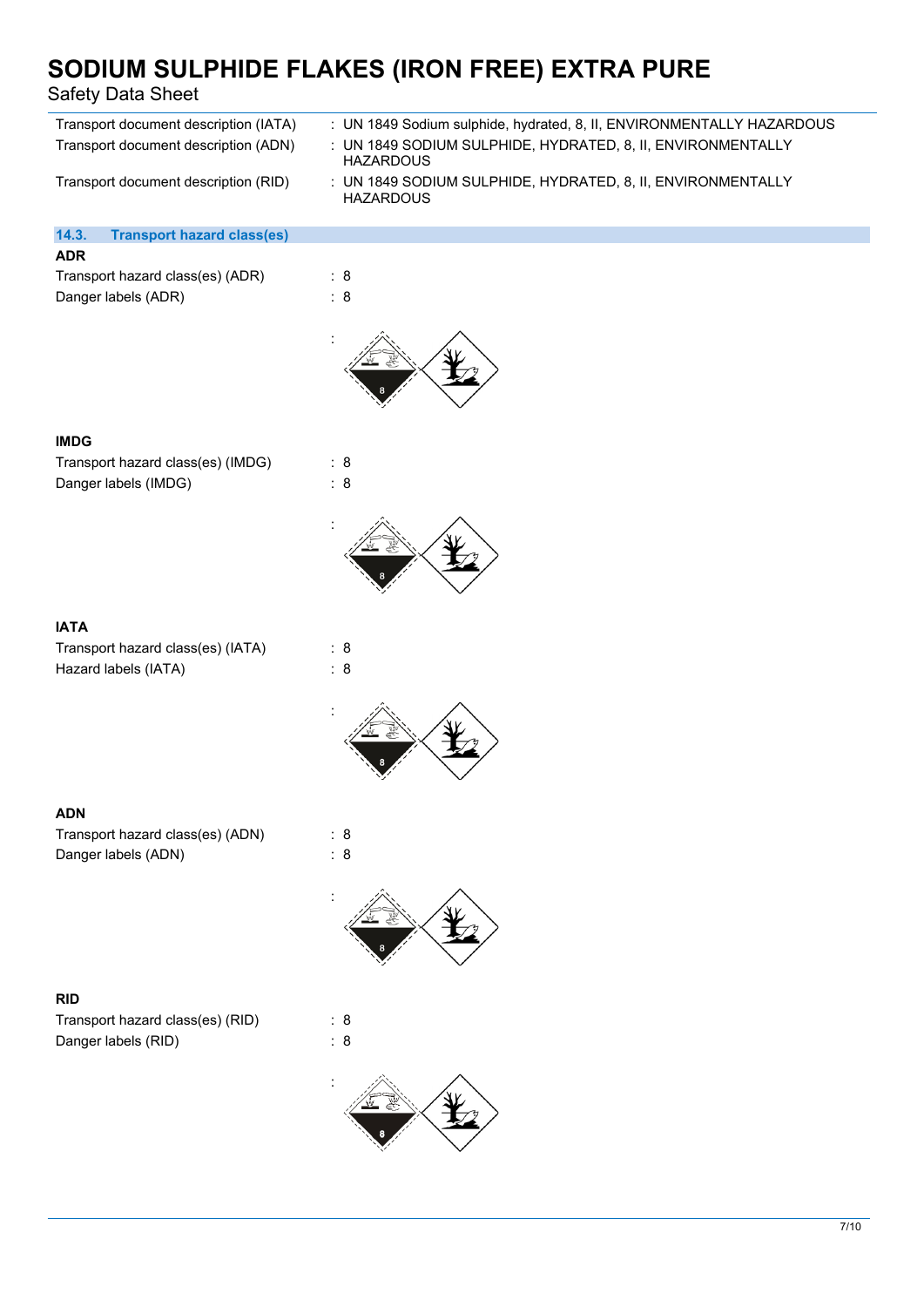| | |
|---|---|
| Transport document description (IATA) | : UN 1849 Sodium sulphide, hydrated, 8, II, ENVIRONMENTALLY HAZARDOUS |
| Transport document description (ADN) | : UN 1849 SODIUM SULPHIDE, HYDRATED, 8, II, ENVIRONMENTALLY HAZARDOUS |
| Transport document description (RID) | : UN 1849 SODIUM SULPHIDE, HYDRATED, 8, II, ENVIRONMENTALLY HAZARDOUS |

### 14.3. Transport hazard class(es)

**ADR**

| | |
|---|---|
| Transport hazard class(es) (ADR) | : 8 |
| Danger labels (ADR) | : 8 |

:

**IMDG**

| | |
|---|---|
| Transport hazard class(es) (IMDG) | : 8 |
| Danger labels (IMDG) | : 8 |

:

**IATA**

| | |
|---|---|
| Transport hazard class(es) (IATA) | : 8 |
| Hazard labels (IATA) | : 8 |

:

**ADN**

| | |
|---|---|
| Transport hazard class(es) (ADN) | : 8 |
| Danger labels (ADN) | : 8 |

:

**RID**

| | |
|---|---|
| Transport hazard class(es) (RID) | : 8 |
| Danger labels (RID) | : 8 |

: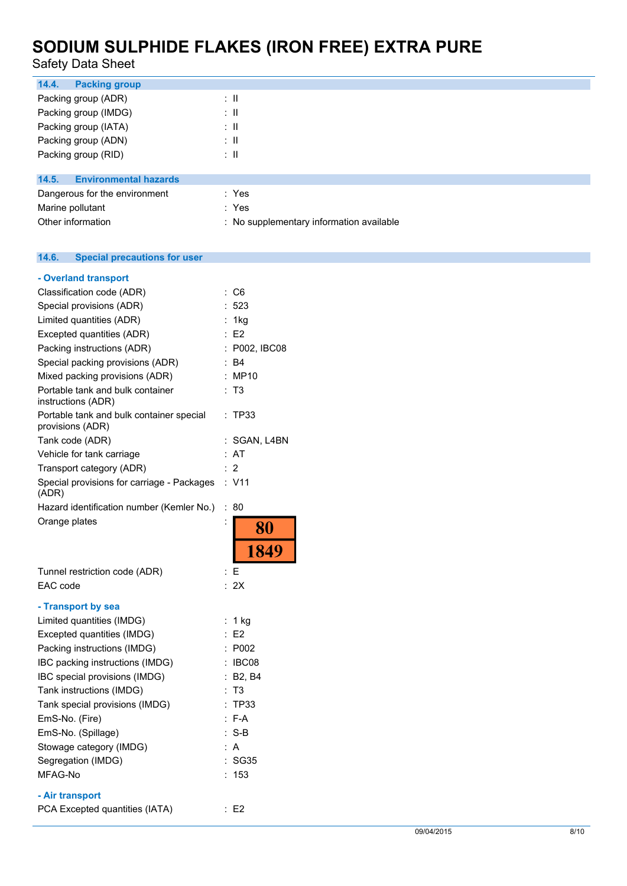### 14.4. Packing group

| | |
|---|---|
| Packing group (ADR) | : II |
| Packing group (IMDG) | : II |
| Packing group (IATA) | : II |
| Packing group (ADN) | : II |
| Packing group (RID) | : II |

### 14.5. Environmental hazards

| | |
|---|---|
| Dangerous for the environment | : Yes |
| Marine pollutant | : Yes |
| Other information | : No supplementary information available |

### 14.6. Special precautions for user

**- Overland transport**

| | |
|---|---|
| Classification code (ADR) | : C6 |
| Special provisions (ADR) | : 523 |
| Limited quantities (ADR) | : 1kg |
| Excepted quantities (ADR) | : E2 |
| Packing instructions (ADR) | : P002, IBC08 |
| Special packing provisions (ADR) | : B4 |
| Mixed packing provisions (ADR) | : MP10 |
| Portable tank and bulk container instructions (ADR) | : T3 |
| Portable tank and bulk container special provisions (ADR) | : TP33 |
| Tank code (ADR) | : SGAN, L4BN |
| Vehicle for tank carriage | : AT |
| Transport category (ADR) | : 2 |
| Special provisions for carriage - Packages (ADR) | : V11 |
| Hazard identification number (Kemler No.) | : 80 |
| Orange plates | : 80 / 1849 |
| Tunnel restriction code (ADR) | : E |
| EAC code | : 2X |

**- Transport by sea**

| | |
|---|---|
| Limited quantities (IMDG) | : 1 kg |
| Excepted quantities (IMDG) | : E2 |
| Packing instructions (IMDG) | : P002 |
| IBC packing instructions (IMDG) | : IBC08 |
| IBC special provisions (IMDG) | : B2, B4 |
| Tank instructions (IMDG) | : T3 |
| Tank special provisions (IMDG) | : TP33 |
| EmS-No. (Fire) | : F-A |
| EmS-No. (Spillage) | : S-B |
| Stowage category (IMDG) | : A |
| Segregation (IMDG) | : SG35 |
| MFAG-No | : 153 |

**- Air transport**

| | |
|---|---|
| PCA Excepted quantities (IATA) | : E2 |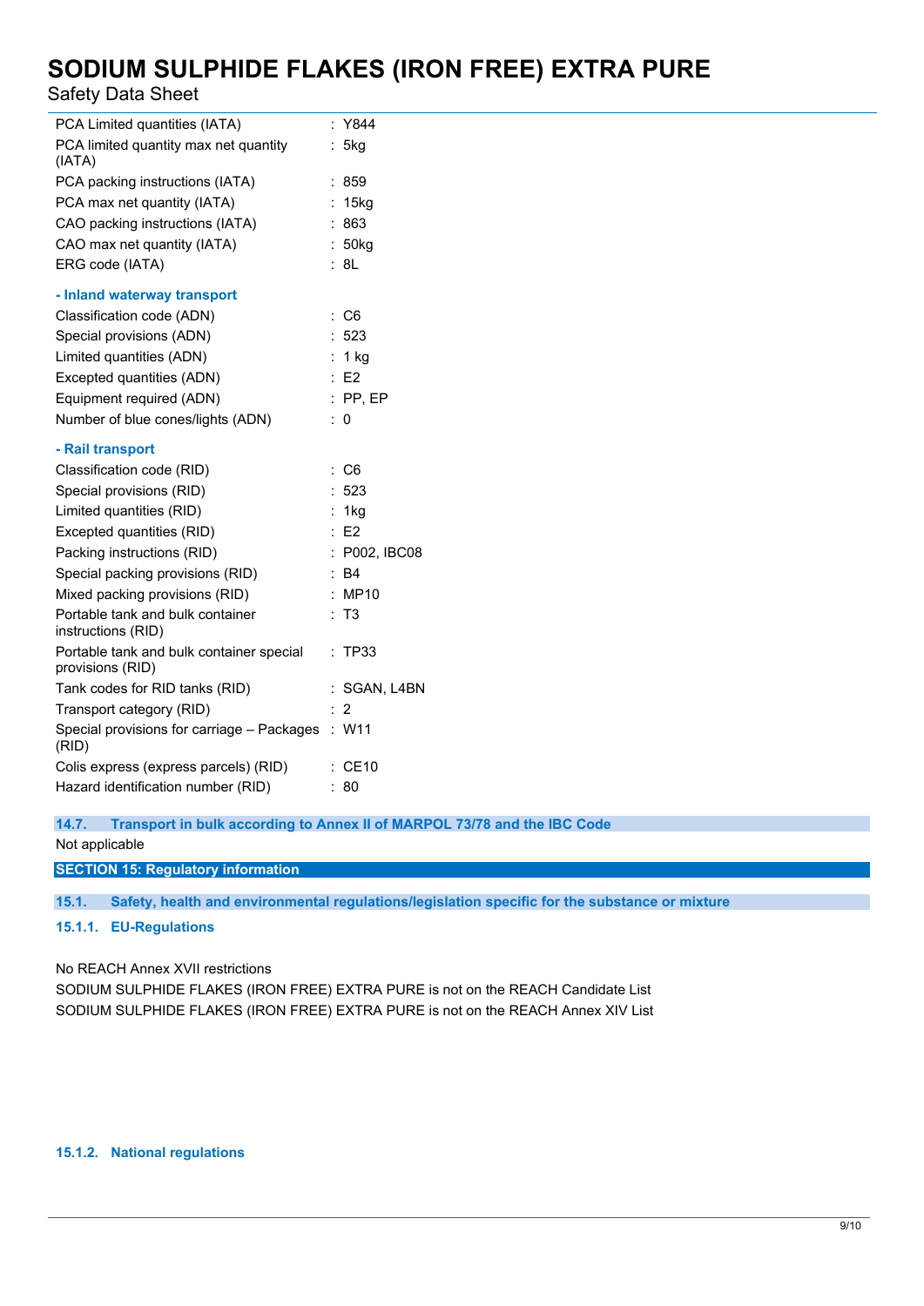| | |
|---|---|
| PCA Limited quantities (IATA) | : Y844 |
| PCA limited quantity max net quantity (IATA) | : 5kg |
| PCA packing instructions (IATA) | : 859 |
| PCA max net quantity (IATA) | : 15kg |
| CAO packing instructions (IATA) | : 863 |
| CAO max net quantity (IATA) | : 50kg |
| ERG code (IATA) | : 8L |

**- Inland waterway transport**

| | |
|---|---|
| Classification code (ADN) | : C6 |
| Special provisions (ADN) | : 523 |
| Limited quantities (ADN) | : 1 kg |
| Excepted quantities (ADN) | : E2 |
| Equipment required (ADN) | : PP, EP |
| Number of blue cones/lights (ADN) | : 0 |

**- Rail transport**

| | |
|---|---|
| Classification code (RID) | : C6 |
| Special provisions (RID) | : 523 |
| Limited quantities (RID) | : 1kg |
| Excepted quantities (RID) | : E2 |
| Packing instructions (RID) | : P002, IBC08 |
| Special packing provisions (RID) | : B4 |
| Mixed packing provisions (RID) | : MP10 |
| Portable tank and bulk container instructions (RID) | : T3 |
| Portable tank and bulk container special provisions (RID) | : TP33 |
| Tank codes for RID tanks (RID) | : SGAN, L4BN |
| Transport category (RID) | : 2 |
| Special provisions for carriage – Packages (RID) | : W11 |
| Colis express (express parcels) (RID) | : CE10 |
| Hazard identification number (RID) | : 80 |

### 14.7. Transport in bulk according to Annex II of MARPOL 73/78 and the IBC Code

Not applicable

## SECTION 15: Regulatory information

### 15.1. Safety, health and environmental regulations/legislation specific for the substance or mixture

#### 15.1.1. EU-Regulations

No REACH Annex XVII restrictions
SODIUM SULPHIDE FLAKES (IRON FREE) EXTRA PURE is not on the REACH Candidate List
SODIUM SULPHIDE FLAKES (IRON FREE) EXTRA PURE is not on the REACH Annex XIV List

#### 15.1.2. National regulations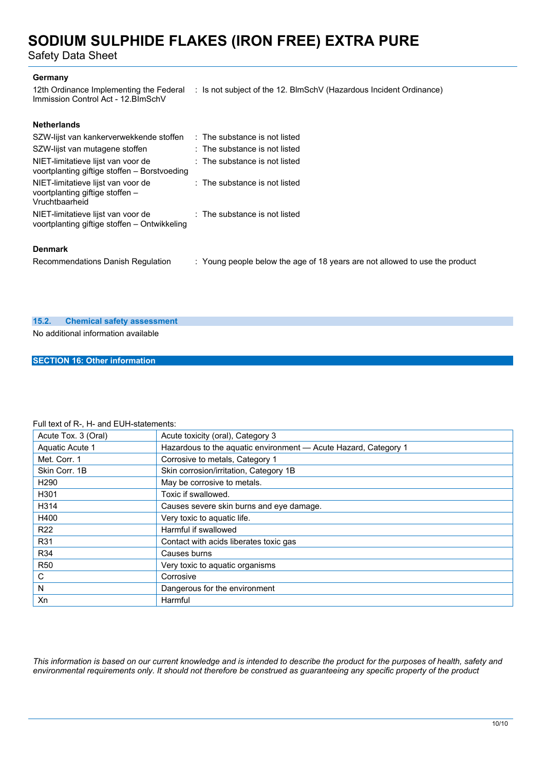#### Germany

| | |
|---|---|
| 12th Ordinance Implementing the Federal Immission Control Act - 12.BImSchV | : Is not subject of the 12. BlmSchV (Hazardous Incident Ordinance) |

#### Netherlands

| | |
|---|---|
| SZW-lijst van kankerverwekkende stoffen | : The substance is not listed |
| SZW-lijst van mutagene stoffen | : The substance is not listed |
| NIET-limitatieve lijst van voor de voortplanting giftige stoffen – Borstvoeding | : The substance is not listed |
| NIET-limitatieve lijst van voor de voortplanting giftige stoffen – Vruchtbaarheid | : The substance is not listed |
| NIET-limitatieve lijst van voor de voortplanting giftige stoffen – Ontwikkeling | : The substance is not listed |

#### Denmark

| | |
|---|---|
| Recommendations Danish Regulation | : Young people below the age of 18 years are not allowed to use the product |

### 15.2. Chemical safety assessment

No additional information available

## SECTION 16: Other information

Full text of R-, H- and EUH-statements:

| | |
|---|---|
| Acute Tox. 3 (Oral) | Acute toxicity (oral), Category 3 |
| Aquatic Acute 1 | Hazardous to the aquatic environment — Acute Hazard, Category 1 |
| Met. Corr. 1 | Corrosive to metals, Category 1 |
| Skin Corr. 1B | Skin corrosion/irritation, Category 1B |
| H290 | May be corrosive to metals. |
| H301 | Toxic if swallowed. |
| H314 | Causes severe skin burns and eye damage. |
| H400 | Very toxic to aquatic life. |
| R22 | Harmful if swallowed |
| R31 | Contact with acids liberates toxic gas |
| R34 | Causes burns |
| R50 | Very toxic to aquatic organisms |
| C | Corrosive |
| N | Dangerous for the environment |
| Xn | Harmful |

*This information is based on our current knowledge and is intended to describe the product for the purposes of health, safety and environmental requirements only. It should not therefore be construed as guaranteeing any specific property of the product*